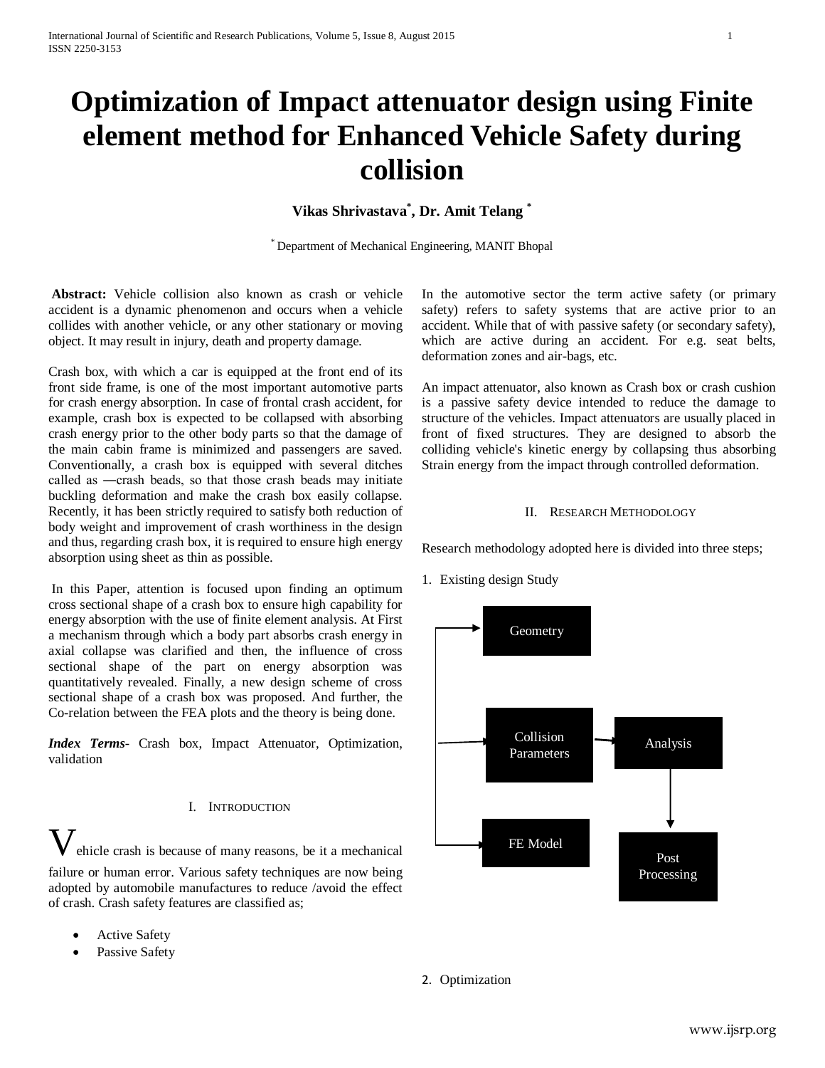# Optimization of Impact attenuator design using Finite element method for Enhanced Vehicle Safety during collision

**Vikas Shrivastava[*], Dr. Amit Telang [*]**

[*] Department of Mechanical Engineering, MANIT Bhopal

**Abstract:** Vehicle collision also known as crash or vehicle accident is a dynamic phenomenon and occurs when a vehicle collides with another vehicle, or any other stationary or moving object. It may result in injury, death and property damage.

Crash box, with which a car is equipped at the front end of its front side frame, is one of the most important automotive parts for crash energy absorption. In case of frontal crash accident, for example, crash box is expected to be collapsed with absorbing crash energy prior to the other body parts so that the damage of the main cabin frame is minimized and passengers are saved. Conventionally, a crash box is equipped with several ditches called as ―crash beads, so that those crash beads may initiate buckling deformation and make the crash box easily collapse. Recently, it has been strictly required to satisfy both reduction of body weight and improvement of crash worthiness in the design and thus, regarding crash box, it is required to ensure high energy absorption using sheet as thin as possible.

In this Paper, attention is focused upon finding an optimum cross sectional shape of a crash box to ensure high capability for energy absorption with the use of finite element analysis. At First a mechanism through which a body part absorbs crash energy in axial collapse was clarified and then, the influence of cross sectional shape of the part on energy absorption was quantitatively revealed. Finally, a new design scheme of cross sectional shape of a crash box was proposed. And further, the Co-relation between the FEA plots and the theory is being done.

***Index Terms***- Crash box, Impact Attenuator, Optimization, validation

## I. Introduction

Vehicle crash is because of many reasons, be it a mechanical failure or human error. Various safety techniques are now being adopted by automobile manufactures to reduce /avoid the effect of crash. Crash safety features are classified as;

- Active Safety
- Passive Safety

In the automotive sector the term active safety (or primary safety) refers to safety systems that are active prior to an accident. While that of with passive safety (or secondary safety), which are active during an accident. For e.g. seat belts, deformation zones and air-bags, etc.

An impact attenuator, also known as Crash box or crash cushion is a passive safety device intended to reduce the damage to structure of the vehicles. Impact attenuators are usually placed in front of fixed structures. They are designed to absorb the colliding vehicle's kinetic energy by collapsing thus absorbing Strain energy from the impact through controlled deformation.

## II. Research Methodology

Research methodology adopted here is divided into three steps;

1. Existing design Study

Geometry

Collision Parameters → Analysis → Post Processing

FE Model

2. Optimization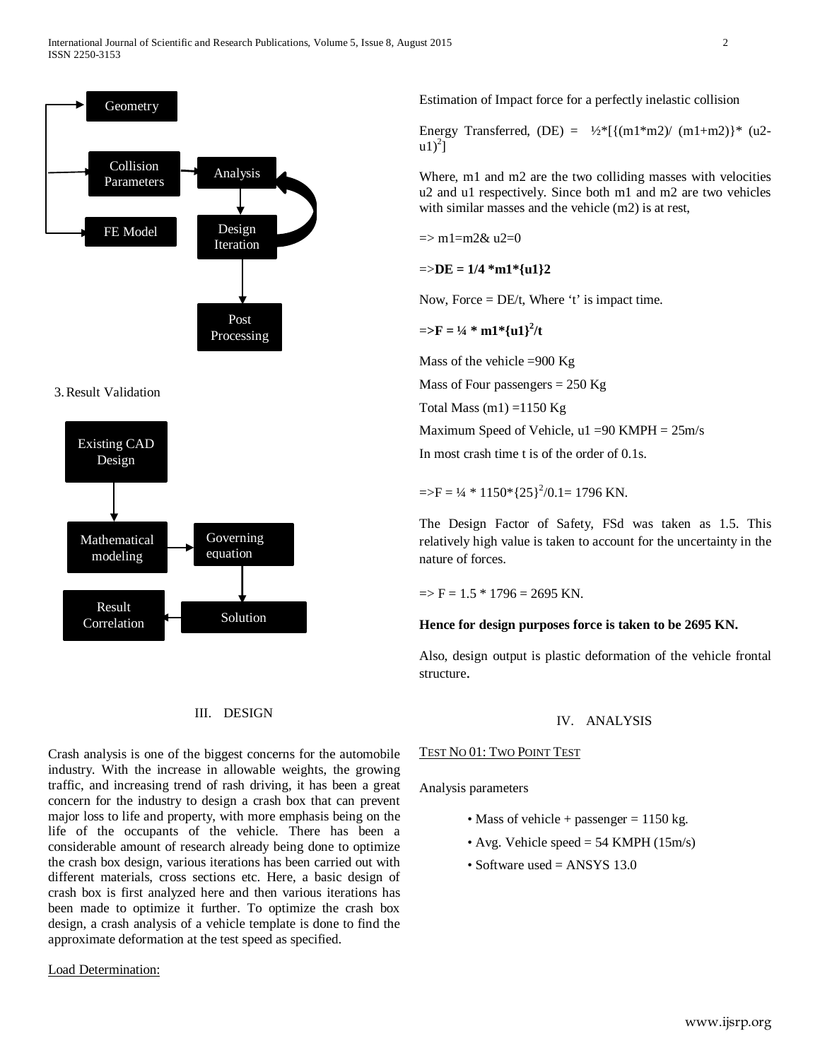Geometry

Collision Parameters

FE Model

Analysis

Design Iteration

Post Processing

3. Result Validation

Existing CAD Design

Mathematical modeling

Governing equation

Solution

Result Correlation

## III. DESIGN

Crash analysis is one of the biggest concerns for the automobile industry. With the increase in allowable weights, the growing traffic, and increasing trend of rash driving, it has been a great concern for the industry to design a crash box that can prevent major loss to life and property, with more emphasis being on the life of the occupants of the vehicle. There has been a considerable amount of research already being done to optimize the crash box design, various iterations has been carried out with different materials, cross sections etc. Here, a basic design of crash box is first analyzed here and then various iterations has been made to optimize it further. To optimize the crash box design, a crash analysis of a vehicle template is done to find the approximate deformation at the test speed as specified.

Load Determination:

Estimation of Impact force for a perfectly inelastic collision

Energy Transferred, (DE) = $\frac{1}{2}*[\{(m1*m2)/(m1+m2)\}*(u2-u1)^2]$

Where, m1 and m2 are the two colliding masses with velocities u2 and u1 respectively. Since both m1 and m2 are two vehicles with similar masses and the vehicle (m2) is at rest,

=> m1=m2& u2=0

**=>DE = 1/4 *m1*{u1}2**

Now, Force = DE/t, Where 't' is impact time.

**=>$F = \frac{1}{4} * m1*\{u1\}^2/t$**

Mass of the vehicle =900 Kg

Mass of Four passengers = 250 Kg

Total Mass (m1) =1150 Kg

Maximum Speed of Vehicle, u1 =90 KMPH = 25m/s

In most crash time t is of the order of 0.1s.

=>$F = \frac{1}{4} * 1150*\{25\}^2/0.1$= 1796 KN.

The Design Factor of Safety, FSd was taken as 1.5. This relatively high value is taken to account for the uncertainty in the nature of forces.

=> F = 1.5 * 1796 = 2695 KN.

**Hence for design purposes force is taken to be 2695 KN.**

Also, design output is plastic deformation of the vehicle frontal structure.

## IV. ANALYSIS

TEST NO 01: TWO POINT TEST

Analysis parameters

- Mass of vehicle + passenger = 1150 kg.
- Avg. Vehicle speed = 54 KMPH (15m/s)
- Software used = ANSYS 13.0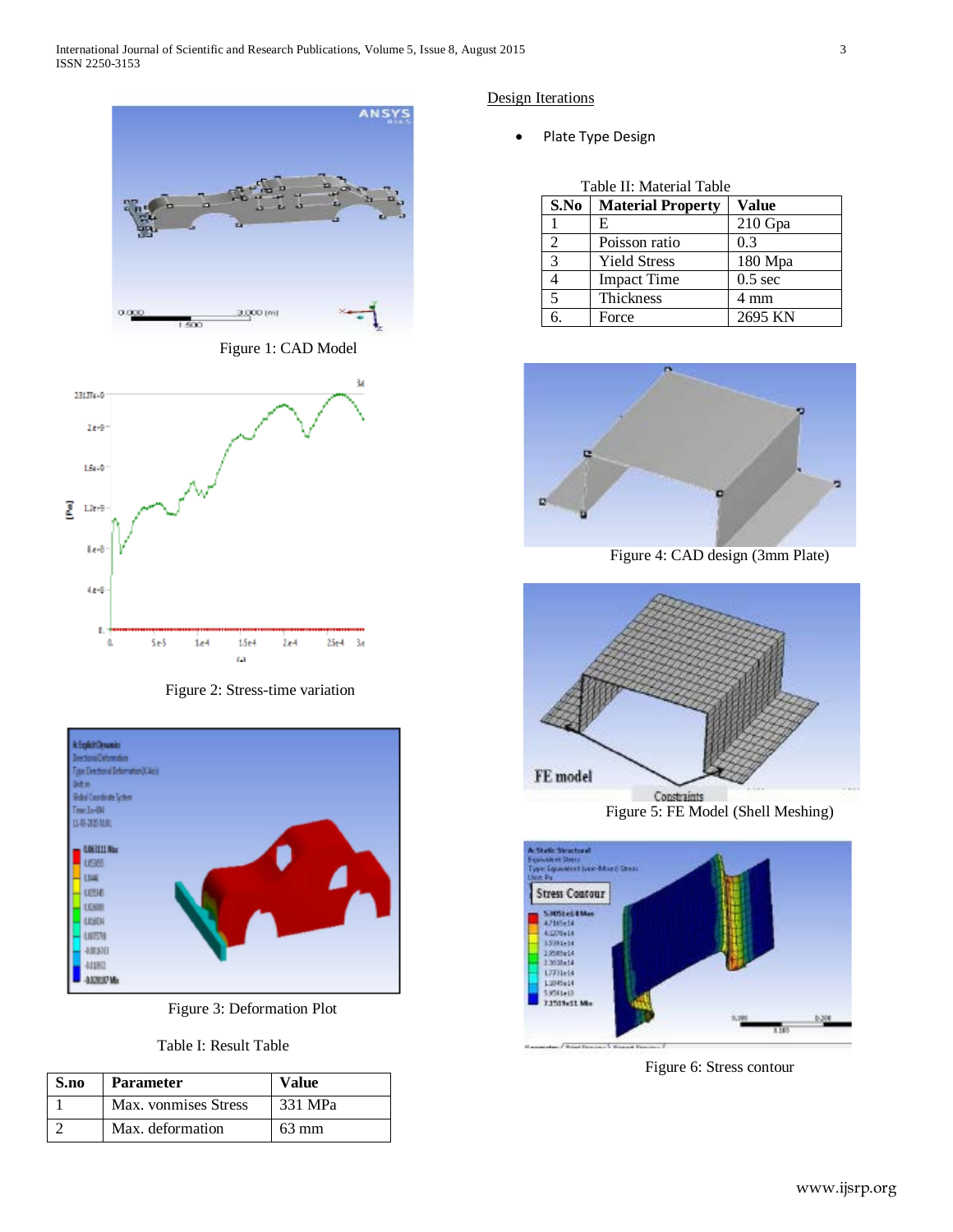Figure 1: CAD Model

Figure 2: Stress-time variation

Figure 3: Deformation Plot

Table I: Result Table

| S.no | Parameter | Value |
|---|---|---|
| 1 | Max. vonmises Stress | 331 MPa |
| 2 | Max. deformation | 63 mm |

Design Iterations

- Plate Type Design

Table II: Material Table

| S.No | Material Property | Value |
|---|---|---|
| 1 | E | 210 Gpa |
| 2 | Poisson ratio | 0.3 |
| 3 | Yield Stress | 180 Mpa |
| 4 | Impact Time | 0.5 sec |
| 5 | Thickness | 4 mm |
| 6. | Force | 2695 KN |

Figure 4: CAD design (3mm Plate)

Figure 5: FE Model (Shell Meshing)

Figure 6: Stress contour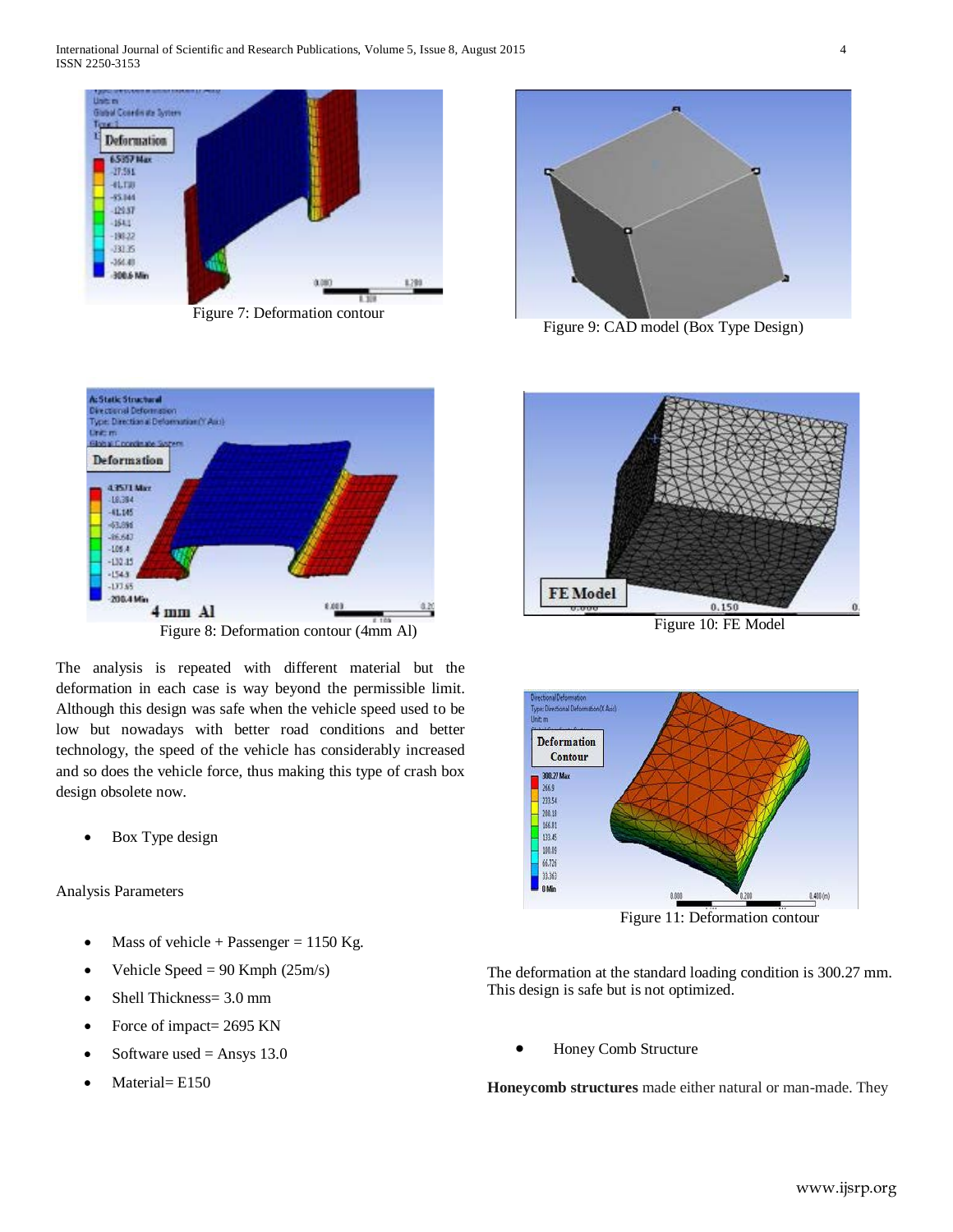Figure 7: Deformation contour

Figure 8: Deformation contour (4mm Al)

The analysis is repeated with different material but the deformation in each case is way beyond the permissible limit. Although this design was safe when the vehicle speed used to be low but nowadays with better road conditions and better technology, the speed of the vehicle has considerably increased and so does the vehicle force, thus making this type of crash box design obsolete now.

- Box Type design

Analysis Parameters

- Mass of vehicle + Passenger = 1150 Kg.
- Vehicle Speed = 90 Kmph (25m/s)
- Shell Thickness= 3.0 mm
- Force of impact= 2695 KN
- Software used = Ansys 13.0
- Material= E150

Figure 9: CAD model (Box Type Design)

Figure 10: FE Model

Figure 11: Deformation contour

The deformation at the standard loading condition is 300.27 mm. This design is safe but is not optimized.

- Honey Comb Structure

**Honeycomb structures** made either natural or man-made. They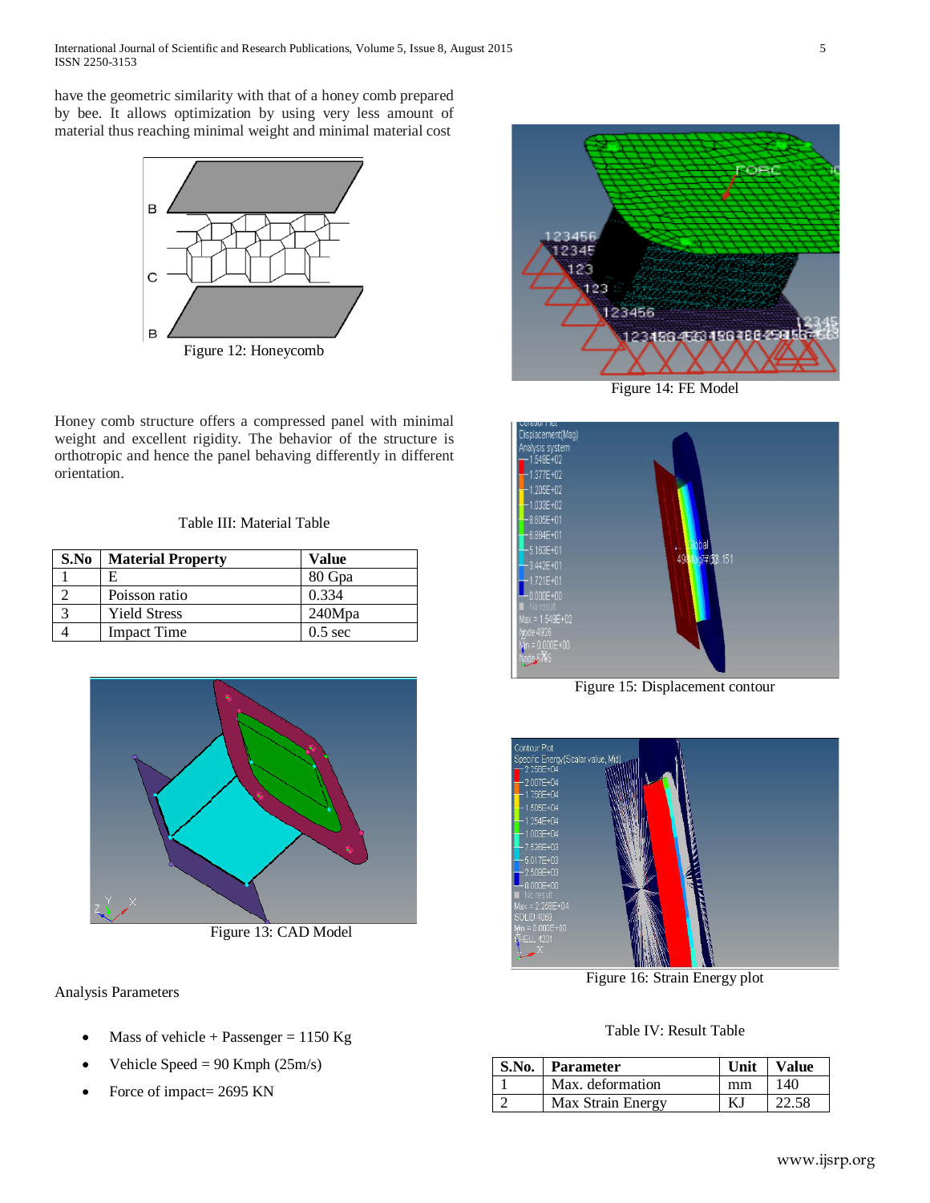have the geometric similarity with that of a honey comb prepared by bee. It allows optimization by using very less amount of material thus reaching minimal weight and minimal material cost

Figure 12: Honeycomb

Honey comb structure offers a compressed panel with minimal weight and excellent rigidity. The behavior of the structure is orthotropic and hence the panel behaving differently in different orientation.

Table III: Material Table

| S.No | Material Property | Value |
|---|---|---|
| 1 | E | 80 Gpa |
| 2 | Poisson ratio | 0.334 |
| 3 | Yield Stress | 240Mpa |
| 4 | Impact Time | 0.5 sec |

Figure 13: CAD Model

Analysis Parameters

- Mass of vehicle + Passenger = 1150 Kg
- Vehicle Speed = 90 Kmph (25m/s)
- Force of impact= 2695 KN

Figure 14: FE Model

Figure 15: Displacement contour

Figure 16: Strain Energy plot

Table IV: Result Table

| S.No. | Parameter | Unit | Value |
|---|---|---|---|
| 1 | Max. deformation | mm | 140 |
| 2 | Max Strain Energy | KJ | 22.58 |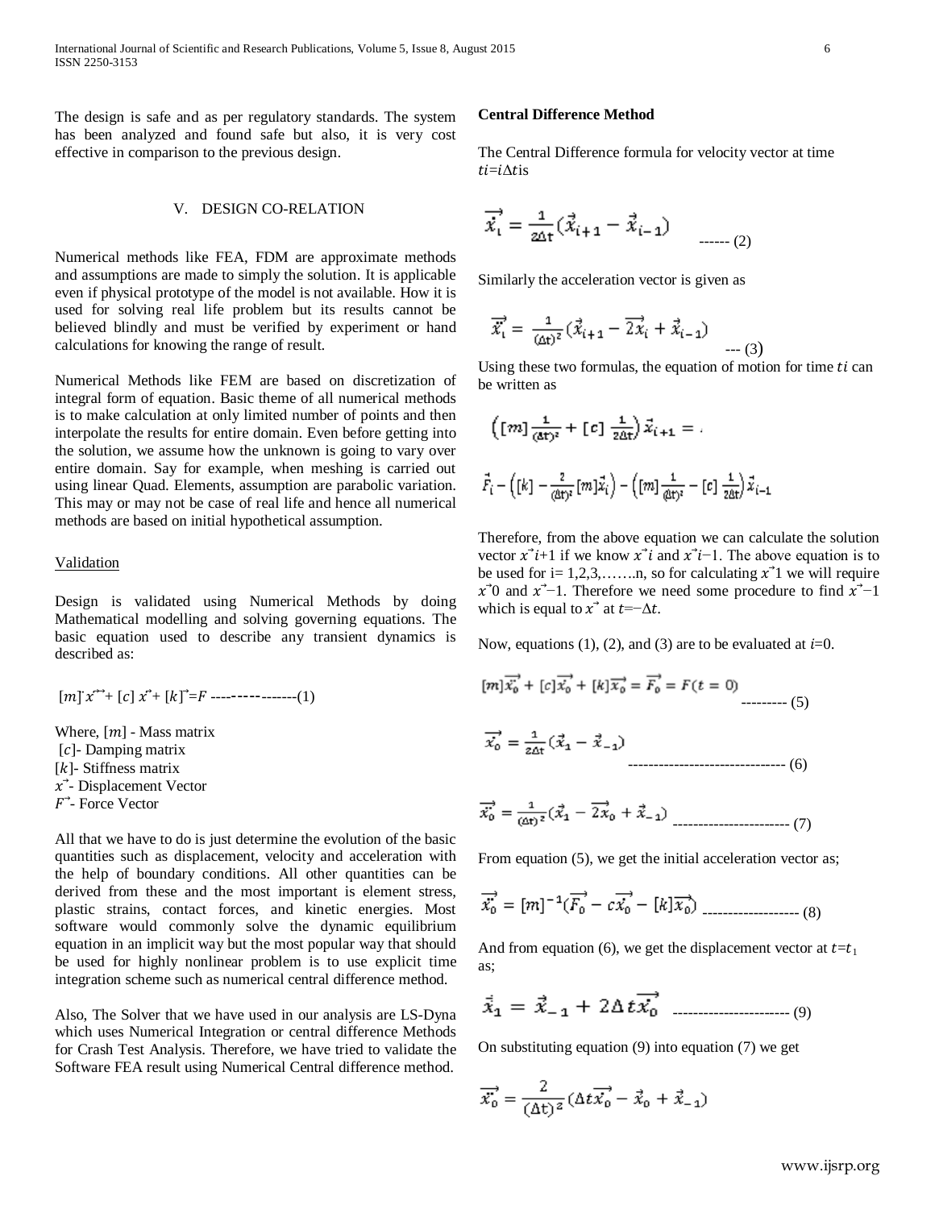The design is safe and as per regulatory standards. The system has been analyzed and found safe but also, it is very cost effective in comparison to the previous design.

## V. DESIGN CO-RELATION

Numerical methods like FEA, FDM are approximate methods and assumptions are made to simply the solution. It is applicable even if physical prototype of the model is not available. How it is used for solving real life problem but its results cannot be believed blindly and must be verified by experiment or hand calculations for knowing the range of result.

Numerical Methods like FEM are based on discretization of integral form of equation. Basic theme of all numerical methods is to make calculation at only limited number of points and then interpolate the results for entire domain. Even before getting into the solution, we assume how the unknown is going to vary over entire domain. Say for example, when meshing is carried out using linear Quad. Elements, assumption are parabolic variation. This may or may not be case of real life and hence all numerical methods are based on initial hypothetical assumption.

Validation

Design is validated using Numerical Methods by doing Mathematical modelling and solving governing equations. The basic equation used to describe any transient dynamics is described as:

$$[m]\ddot{\vec{x}} + [c]\dot{\vec{x}} + [k]\vec{x} = \vec{F} \text{ ---------------(1)}$$

Where, $[m]$ - Mass matrix
$[c]$- Damping matrix
$[k]$- Stiffness matrix
$\vec{x}$- Displacement Vector
$\vec{F}$- Force Vector

All that we have to do is just determine the evolution of the basic quantities such as displacement, velocity and acceleration with the help of boundary conditions. All other quantities can be derived from these and the most important is element stress, plastic strains, contact forces, and kinetic energies. Most software would commonly solve the dynamic equilibrium equation in an implicit way but the most popular way that should be used for highly nonlinear problem is to use explicit time integration scheme such as numerical central difference method.

Also, The Solver that we have used in our analysis are LS-Dyna which uses Numerical Integration or central difference Methods for Crash Test Analysis. Therefore, we have tried to validate the Software FEA result using Numerical Central difference method.

**Central Difference Method**

The Central Difference formula for velocity vector at time $t_i = i\Delta t$ is

$$\dot{\vec{x}}_i = \frac{1}{2\Delta t}(\vec{x}_{i+1} - \vec{x}_{i-1}) \text{ ------ (2)}$$

Similarly the acceleration vector is given as

$$\ddot{\vec{x}}_i = \frac{1}{(\Delta t)^2}(\vec{x}_{i+1} - \overrightarrow{2x_i} + \vec{x}_{i-1}) \text{ --- (3)}$$

Using these two formulas, the equation of motion for time $t_i$ can be written as

$$\left([m]\frac{1}{(\Delta t)^2} + [c]\frac{1}{2\Delta t}\right)\vec{x}_{i+1} =$$

$$\vec{F}_i - \left([k] - \frac{2}{(\Delta t)^2}[m]\vec{x}_i\right) - \left([m]\frac{1}{(\Delta t)^2} - [c]\frac{1}{2\Delta t}\right)\vec{x}_{i-1}$$

Therefore, from the above equation we can calculate the solution vector $\vec{x}_{i+1}$ if we know $\vec{x}_i$ and $\vec{x}_{i-1}$. The above equation is to be used for i= 1,2,3,…….n, so for calculating $\vec{x}_1$ we will require $\vec{x}_0$ and $\vec{x}_{-1}$. Therefore we need some procedure to find $\vec{x}_{-1}$ which is equal to $\vec{x}$ at $t=-\Delta t$.

Now, equations (1), (2), and (3) are to be evaluated at $i$=0.

$$[m]\ddot{\vec{x}}_0 + [c]\dot{\vec{x}}_0 + [k]\vec{x}_0 = \vec{F}_0 = F(t=0) \text{ --------- (5)}$$

$$\dot{\vec{x}}_0 = \frac{1}{2\Delta t}(\vec{x}_1 - \vec{x}_{-1}) \text{ ------------------------------- (6)}$$

$$\ddot{\vec{x}}_0 = \frac{1}{(\Delta t)^2}(\vec{x}_1 - \overrightarrow{2x_0} + \vec{x}_{-1}) \text{ ---------------------- (7)}$$

From equation (5), we get the initial acceleration vector as;

$$\ddot{\vec{x}}_0 = [m]^{-1}(\vec{F}_0 - c\dot{\vec{x}}_0 - [k]\vec{x}_0) \text{ ------------------- (8)}$$

And from equation (6), we get the displacement vector at $t=t_1$ as;

$$\vec{x}_1 = \vec{x}_{-1} + 2\Delta t\dot{\vec{x}}_0 \text{ ---------------------- (9)}$$

On substituting equation (9) into equation (7) we get

$$\ddot{\vec{x}}_0 = \frac{2}{(\Delta t)^2}(\Delta t\dot{\vec{x}}_0 - \vec{x}_0 + \vec{x}_{-1})$$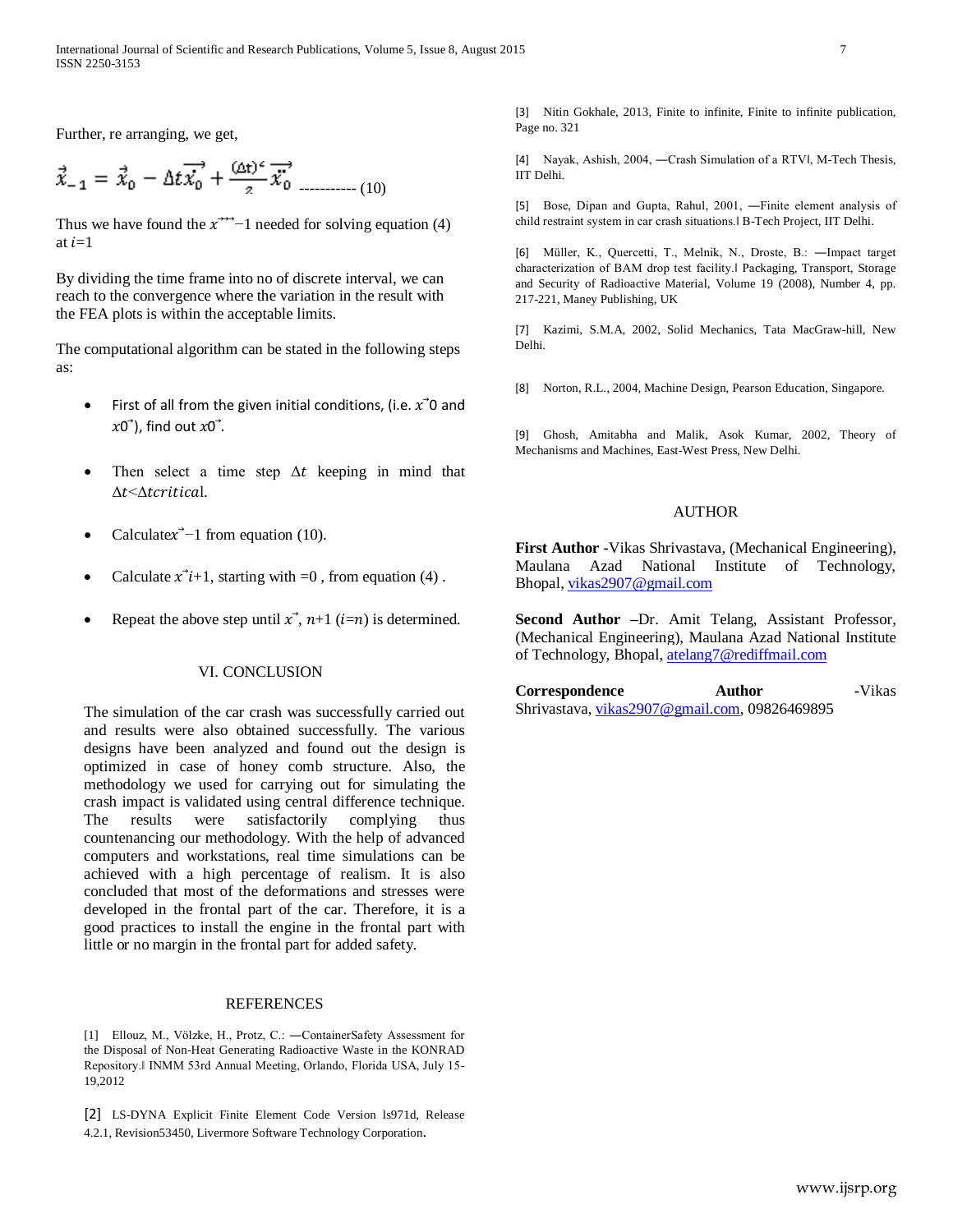Further, re arranging, we get,

$$\vec{x}_{-1} = \vec{x}_0 - \Delta t \overrightarrow{\dot{x}_0} + \frac{(\Delta t)^2}{2} \overrightarrow{\ddot{x}_0} \text{ ----------- (10)}$$

Thus we have found the $\vec{x}_{-1}$ needed for solving equation (4) at $i$=1

By dividing the time frame into no of discrete interval, we can reach to the convergence where the variation in the result with the FEA plots is within the acceptable limits.

The computational algorithm can be stated in the following steps as:

- First of all from the given initial conditions, (i.e. $\vec{x}_0$ and $\vec{\dot{x}}_0$), find out $\vec{\ddot{x}}_0$.
- Then select a time step $\Delta t$ keeping in mind that $\Delta t < \Delta t_{critical}$.
- Calculate $\vec{x}_{-1}$ from equation (10).
- Calculate $\vec{x}_{i+1}$, starting with =0 , from equation (4) .
- Repeat the above step until $\vec{x}_{n+1}$ ($i=n$) is determined.

## VI. CONCLUSION

The simulation of the car crash was successfully carried out and results were also obtained successfully. The various designs have been analyzed and found out the design is optimized in case of honey comb structure. Also, the methodology we used for carrying out for simulating the crash impact is validated using central difference technique. The results were satisfactorily complying thus countenancing our methodology. With the help of advanced computers and workstations, real time simulations can be achieved with a high percentage of realism. It is also concluded that most of the deformations and stresses were developed in the frontal part of the car. Therefore, it is a good practices to install the engine in the frontal part with little or no margin in the frontal part for added safety.

## REFERENCES

[1] Ellouz, M., Völzke, H., Protz, C.: ―ContainerSafety Assessment for the Disposal of Non-Heat Generating Radioactive Waste in the KONRAD Repository.‖ INMM 53rd Annual Meeting, Orlando, Florida USA, July 15-19,2012

[2] LS-DYNA Explicit Finite Element Code Version ls971d, Release 4.2.1, Revision53450, Livermore Software Technology Corporation.

[3] Nitin Gokhale, 2013, Finite to infinite, Finite to infinite publication, Page no. 321

[4] Nayak, Ashish, 2004, ―Crash Simulation of a RTV‖, M-Tech Thesis, IIT Delhi.

[5] Bose, Dipan and Gupta, Rahul, 2001, ―Finite element analysis of child restraint system in car crash situations.‖ B-Tech Project, IIT Delhi.

[6] Müller, K., Quercetti, T., Melnik, N., Droste, B.: ―Impact target characterization of BAM drop test facility.‖ Packaging, Transport, Storage and Security of Radioactive Material, Volume 19 (2008), Number 4, pp. 217-221, Maney Publishing, UK

[7] Kazimi, S.M.A, 2002, Solid Mechanics, Tata MacGraw-hill, New Delhi.

[8] Norton, R.L., 2004, Machine Design, Pearson Education, Singapore.

[9] Ghosh, Amitabha and Malik, Asok Kumar, 2002, Theory of Mechanisms and Machines, East-West Press, New Delhi.

## AUTHOR

**First Author** -Vikas Shrivastava, (Mechanical Engineering), Maulana Azad National Institute of Technology, Bhopal, vikas2907@gmail.com

**Second Author** –Dr. Amit Telang, Assistant Professor, (Mechanical Engineering), Maulana Azad National Institute of Technology, Bhopal, atelang7@rediffmail.com

**Correspondence Author** -Vikas Shrivastava, vikas2907@gmail.com, 09826469895